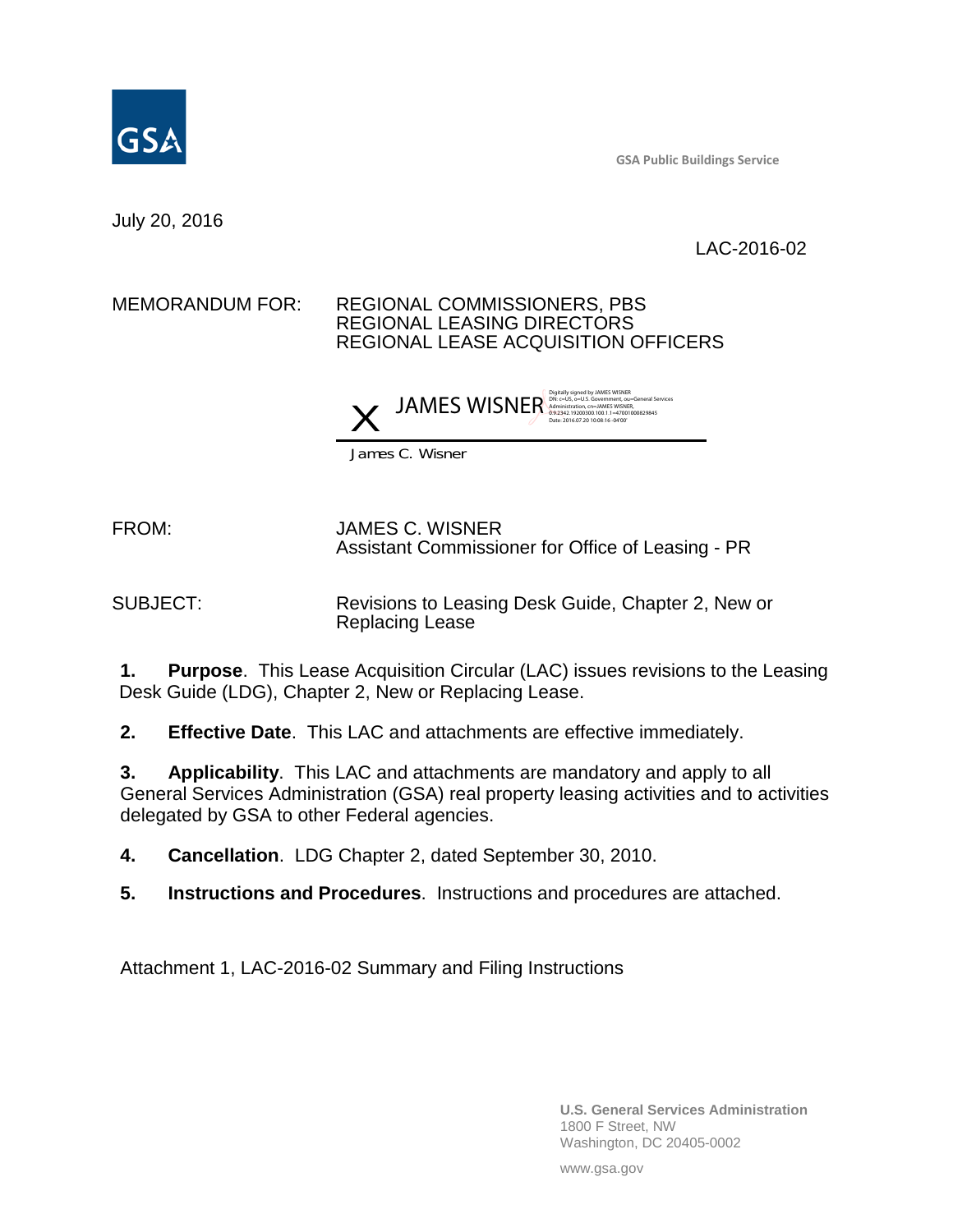GSA Public Buildings Service

July 20, 2016

LAC-2016-02

MEMORANDUM FOR: REGIONAL COMMISSIONERS, PBS
REGIONAL LEASING DIRECTORS
REGIONAL LEASE ACQUISITION OFFICERS

X JAMES WISNER

Digitally signed by JAMES WISNER
DN: c=US, o=U.S. Government, ou=General Services Administration, cn=JAMES WISNER, 0.9.2342.19200300.100.1.1=47001000829845
Date: 2016.07.20 10:08:16 -04'00'

James C. Wisner

FROM: JAMES C. WISNER
Assistant Commissioner for Office of Leasing - PR

SUBJECT: Revisions to Leasing Desk Guide, Chapter 2, New or Replacing Lease

1. **Purpose**. This Lease Acquisition Circular (LAC) issues revisions to the Leasing Desk Guide (LDG), Chapter 2, New or Replacing Lease.

2. **Effective Date**. This LAC and attachments are effective immediately.

3. **Applicability**. This LAC and attachments are mandatory and apply to all General Services Administration (GSA) real property leasing activities and to activities delegated by GSA to other Federal agencies.

4. **Cancellation**. LDG Chapter 2, dated September 30, 2010.

5. **Instructions and Procedures**. Instructions and procedures are attached.

Attachment 1, LAC-2016-02 Summary and Filing Instructions

U.S. General Services Administration
1800 F Street, NW
Washington, DC 20405-0002

www.gsa.gov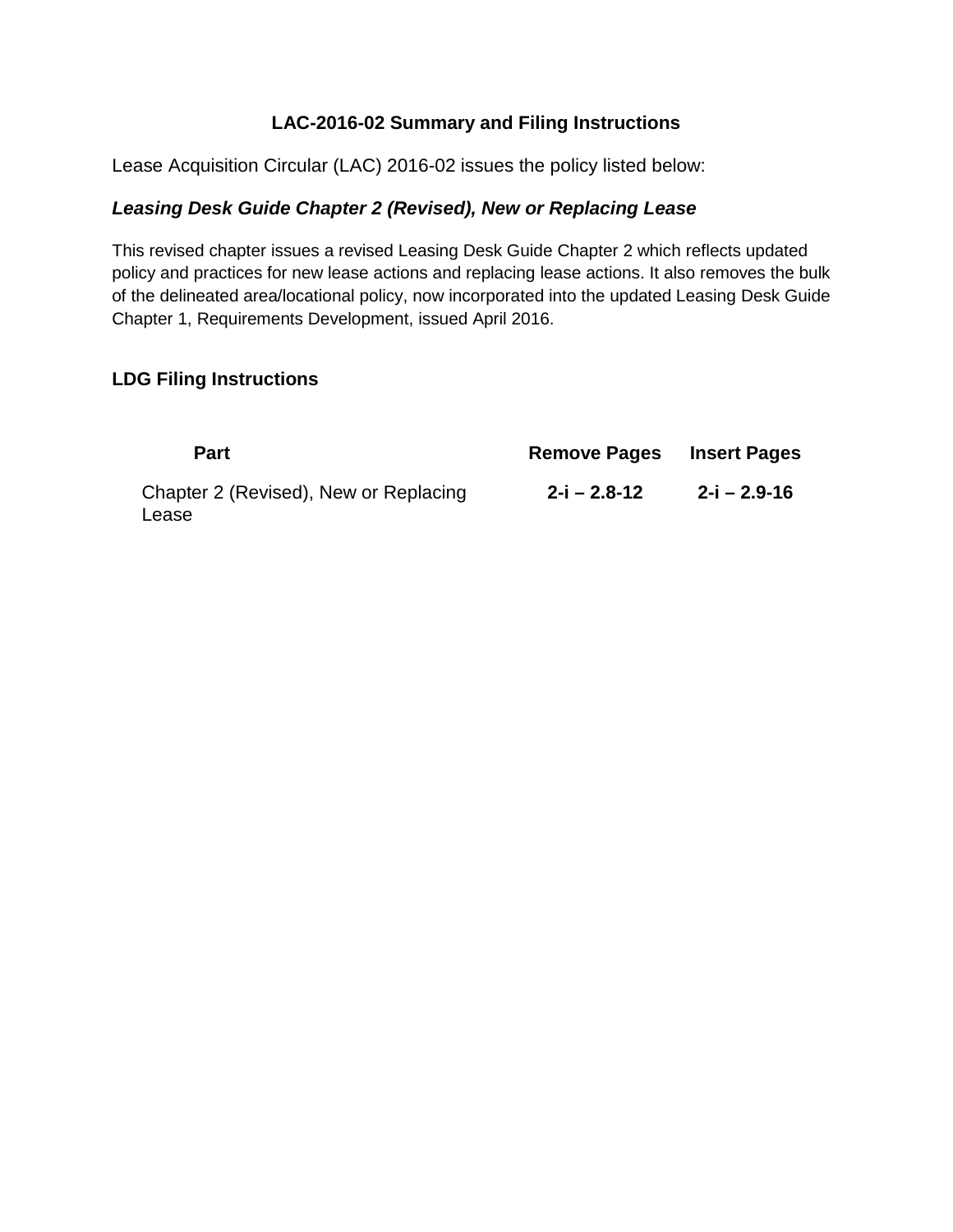## LAC-2016-02 Summary and Filing Instructions

Lease Acquisition Circular (LAC) 2016-02 issues the policy listed below:

### *Leasing Desk Guide Chapter 2 (Revised), New or Replacing Lease*

This revised chapter issues a revised Leasing Desk Guide Chapter 2 which reflects updated policy and practices for new lease actions and replacing lease actions. It also removes the bulk of the delineated area/locational policy, now incorporated into the updated Leasing Desk Guide Chapter 1, Requirements Development, issued April 2016.

### LDG Filing Instructions

| Part | Remove Pages | Insert Pages |
|---|---|---|
| Chapter 2 (Revised), New or Replacing Lease | **2-i – 2.8-12** | **2-i – 2.9-16** |